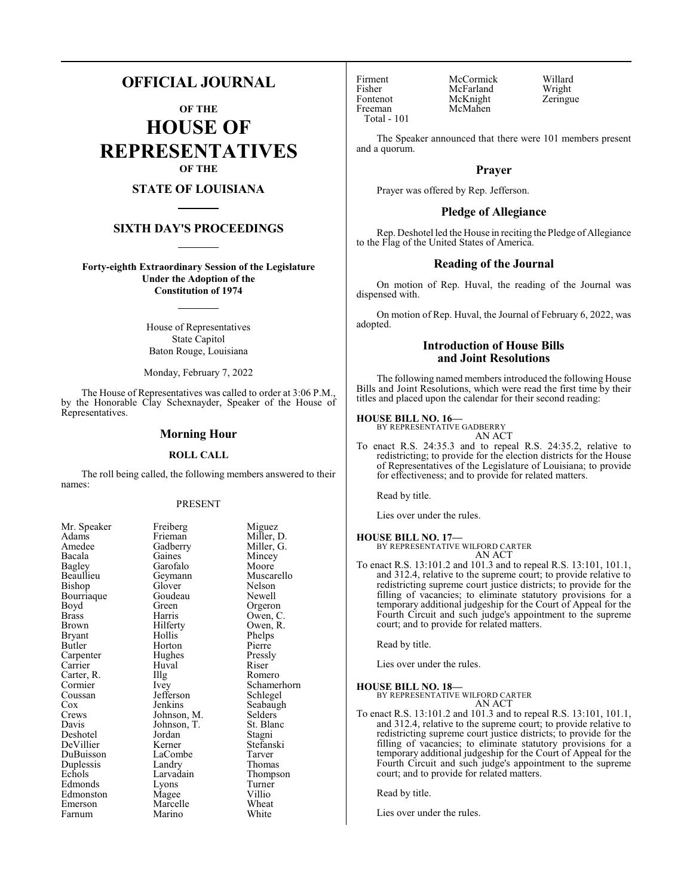# OFFICIAL JOURNAL

## OF THE

# HOUSE OF REPRESENTATIVES

## OF THE

## STATE OF LOUISIANA

## SIXTH DAY'S PROCEEDINGS

**Forty-eighth Extraordinary Session of the Legislature Under the Adoption of the Constitution of 1974**

House of Representatives
State Capitol
Baton Rouge, Louisiana

Monday, February 7, 2022

The House of Representatives was called to order at 3:06 P.M., by the Honorable Clay Schexnayder, Speaker of the House of Representatives.

## Morning Hour

### ROLL CALL

The roll being called, the following members answered to their names:

PRESENT

| | | |
|---|---|---|
| Mr. Speaker | Freiberg | Miguez |
| Adams | Frieman | Miller, D. |
| Amedee | Gadberry | Miller, G. |
| Bacala | Gaines | Mincey |
| Bagley | Garofalo | Moore |
| Beaullieu | Geymann | Muscarello |
| Bishop | Glover | Nelson |
| Bourriaque | Goudeau | Newell |
| Boyd | Green | Orgeron |
| Brass | Harris | Owen, C. |
| Brown | Hilferty | Owen, R. |
| Bryant | Hollis | Phelps |
| Butler | Horton | Pierre |
| Carpenter | Hughes | Pressly |
| Carrier | Huval | Riser |
| Carter, R. | Illg | Romero |
| Cormier | Ivey | Schamerhorn |
| Coussan | Jefferson | Schlegel |
| Cox | Jenkins | Seabaugh |
| Crews | Johnson, M. | Selders |
| Davis | Johnson, T. | St. Blanc |
| Deshotel | Jordan | Stagni |
| DeVillier | Kerner | Stefanski |
| DuBuisson | LaCombe | Tarver |
| Duplessis | Landry | Thomas |
| Echols | Larvadain | Thompson |
| Edmonds | Lyons | Turner |
| Edmonston | Magee | Villio |
| Emerson | Marcelle | Wheat |
| Farnum | Marino | White |
| Firment | McCormick | Willard |
| Fisher | McFarland | Wright |
| Fontenot | McKnight | Zeringue |
| Freeman | McMahen | |

Total - 101

The Speaker announced that there were 101 members present and a quorum.

## Prayer

Prayer was offered by Rep. Jefferson.

## Pledge of Allegiance

Rep. Deshotel led the House in reciting the Pledge of Allegiance to the Flag of the United States of America.

## Reading of the Journal

On motion of Rep. Huval, the reading of the Journal was dispensed with.

On motion of Rep. Huval, the Journal of February 6, 2022, was adopted.

## Introduction of House Bills and Joint Resolutions

The following named members introduced the following House Bills and Joint Resolutions, which were read the first time by their titles and placed upon the calendar for their second reading:

**HOUSE BILL NO. 16—**
BY REPRESENTATIVE GADBERRY
AN ACT

To enact R.S. 24:35.3 and to repeal R.S. 24:35.2, relative to redistricting; to provide for the election districts for the House of Representatives of the Legislature of Louisiana; to provide for effectiveness; and to provide for related matters.

Read by title.

Lies over under the rules.

**HOUSE BILL NO. 17—**
BY REPRESENTATIVE WILFORD CARTER
AN ACT

To enact R.S. 13:101.2 and 101.3 and to repeal R.S. 13:101, 101.1, and 312.4, relative to the supreme court; to provide relative to redistricting supreme court justice districts; to provide for the filling of vacancies; to eliminate statutory provisions for a temporary additional judgeship for the Court of Appeal for the Fourth Circuit and such judge's appointment to the supreme court; and to provide for related matters.

Read by title.

Lies over under the rules.

**HOUSE BILL NO. 18—**
BY REPRESENTATIVE WILFORD CARTER
AN ACT

To enact R.S. 13:101.2 and 101.3 and to repeal R.S. 13:101, 101.1, and 312.4, relative to the supreme court; to provide relative to redistricting supreme court justice districts; to provide for the filling of vacancies; to eliminate statutory provisions for a temporary additional judgeship for the Court of Appeal for the Fourth Circuit and such judge's appointment to the supreme court; and to provide for related matters.

Read by title.

Lies over under the rules.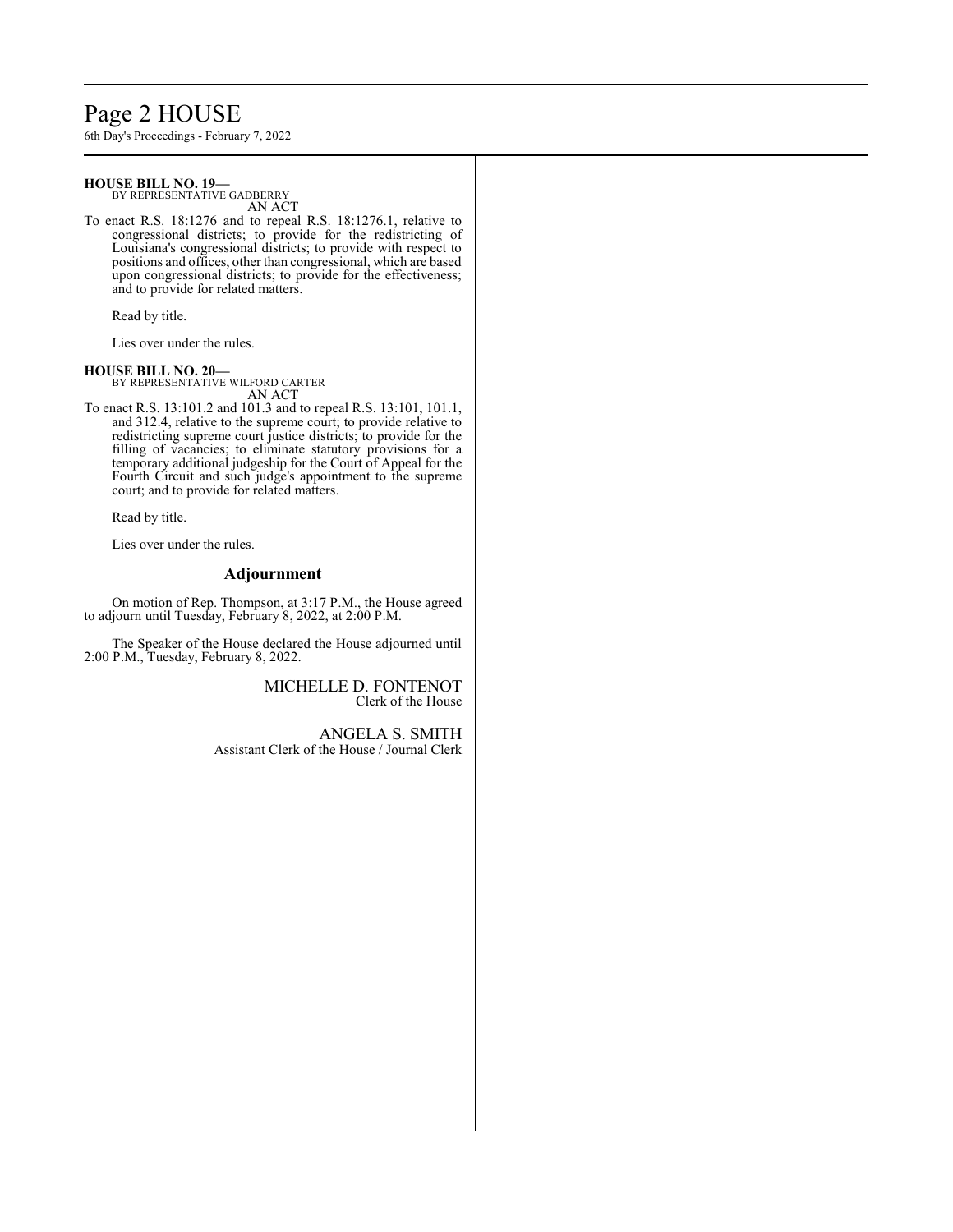**HOUSE BILL NO. 19—**
BY REPRESENTATIVE GADBERRY
AN ACT

To enact R.S. 18:1276 and to repeal R.S. 18:1276.1, relative to congressional districts; to provide for the redistricting of Louisiana's congressional districts; to provide with respect to positions and offices, other than congressional, which are based upon congressional districts; to provide for the effectiveness; and to provide for related matters.

Read by title.

Lies over under the rules.

**HOUSE BILL NO. 20—**
BY REPRESENTATIVE WILFORD CARTER
AN ACT

To enact R.S. 13:101.2 and 101.3 and to repeal R.S. 13:101, 101.1, and 312.4, relative to the supreme court; to provide relative to redistricting supreme court justice districts; to provide for the filling of vacancies; to eliminate statutory provisions for a temporary additional judgeship for the Court of Appeal for the Fourth Circuit and such judge's appointment to the supreme court; and to provide for related matters.

Read by title.

Lies over under the rules.

## Adjournment

On motion of Rep. Thompson, at 3:17 P.M., the House agreed to adjourn until Tuesday, February 8, 2022, at 2:00 P.M.

The Speaker of the House declared the House adjourned until 2:00 P.M., Tuesday, February 8, 2022.

MICHELLE D. FONTENOT
Clerk of the House

ANGELA S. SMITH
Assistant Clerk of the House / Journal Clerk